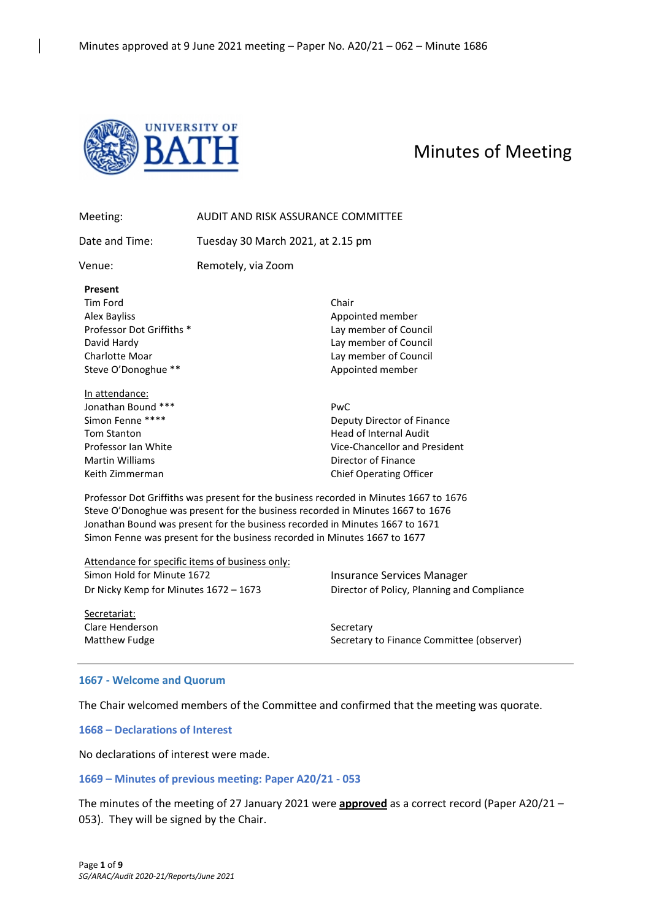Minutes approved at 9 June 2021 meeting – Paper No. A20/21 – 062 – Minute 1686

UNIVERSITY OF BATH

# Minutes of Meeting

| | |
|---|---|
| Meeting: | AUDIT AND RISK ASSURANCE COMMITTEE |
| Date and Time: | Tuesday 30 March 2021, at 2.15 pm |
| Venue: | Remotely, via Zoom |

**Present**

| | |
|---|---|
| Tim Ford | Chair |
| Alex Bayliss | Appointed member |
| Professor Dot Griffiths * | Lay member of Council |
| David Hardy | Lay member of Council |
| Charlotte Moar | Lay member of Council |
| Steve O'Donoghue ** | Appointed member |

In attendance:

| | |
|---|---|
| Jonathan Bound *** | PwC |
| Simon Fenne **** | Deputy Director of Finance |
| Tom Stanton | Head of Internal Audit |
| Professor Ian White | Vice-Chancellor and President |
| Martin Williams | Director of Finance |
| Keith Zimmerman | Chief Operating Officer |

Professor Dot Griffiths was present for the business recorded in Minutes 1667 to 1676
Steve O'Donoghue was present for the business recorded in Minutes 1667 to 1676
Jonathan Bound was present for the business recorded in Minutes 1667 to 1671
Simon Fenne was present for the business recorded in Minutes 1667 to 1677

Attendance for specific items of business only:

| | |
|---|---|
| Simon Hold for Minute 1672 | Insurance Services Manager |
| Dr Nicky Kemp for Minutes 1672 – 1673 | Director of Policy, Planning and Compliance |

Secretariat:

| | |
|---|---|
| Clare Henderson | Secretary |
| Matthew Fudge | Secretary to Finance Committee (observer) |

---

### 1667 - Welcome and Quorum

The Chair welcomed members of the Committee and confirmed that the meeting was quorate.

### 1668 – Declarations of Interest

No declarations of interest were made.

### 1669 – Minutes of previous meeting: Paper A20/21 - 053

The minutes of the meeting of 27 January 2021 were **approved** as a correct record (Paper A20/21 – 053). They will be signed by the Chair.

*SG/ARAC/Audit 2020-21/Reports/June 2021*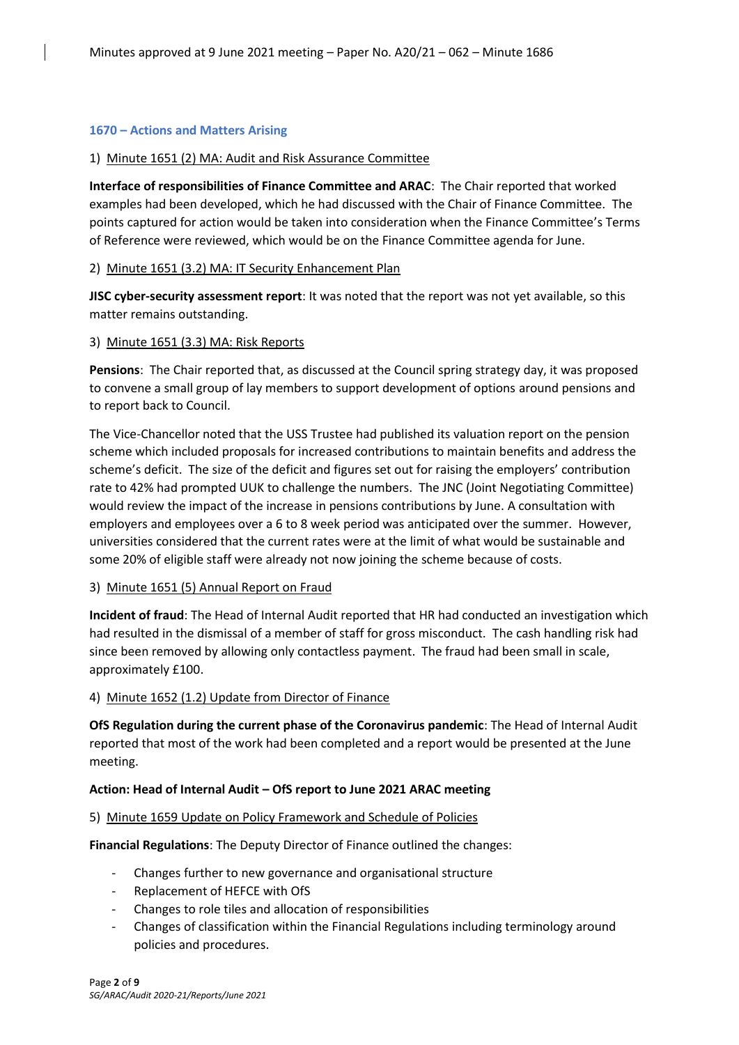Minutes approved at 9 June 2021 meeting – Paper No. A20/21 – 062 – Minute 1686

## 1670 – Actions and Matters Arising

1) Minute 1651 (2) MA: Audit and Risk Assurance Committee

**Interface of responsibilities of Finance Committee and ARAC**: The Chair reported that worked examples had been developed, which he had discussed with the Chair of Finance Committee. The points captured for action would be taken into consideration when the Finance Committee's Terms of Reference were reviewed, which would be on the Finance Committee agenda for June.

2) Minute 1651 (3.2) MA: IT Security Enhancement Plan

**JISC cyber-security assessment report**: It was noted that the report was not yet available, so this matter remains outstanding.

3) Minute 1651 (3.3) MA: Risk Reports

**Pensions**: The Chair reported that, as discussed at the Council spring strategy day, it was proposed to convene a small group of lay members to support development of options around pensions and to report back to Council.

The Vice-Chancellor noted that the USS Trustee had published its valuation report on the pension scheme which included proposals for increased contributions to maintain benefits and address the scheme's deficit. The size of the deficit and figures set out for raising the employers' contribution rate to 42% had prompted UUK to challenge the numbers. The JNC (Joint Negotiating Committee) would review the impact of the increase in pensions contributions by June. A consultation with employers and employees over a 6 to 8 week period was anticipated over the summer. However, universities considered that the current rates were at the limit of what would be sustainable and some 20% of eligible staff were already not now joining the scheme because of costs.

3) Minute 1651 (5) Annual Report on Fraud

**Incident of fraud**: The Head of Internal Audit reported that HR had conducted an investigation which had resulted in the dismissal of a member of staff for gross misconduct. The cash handling risk had since been removed by allowing only contactless payment. The fraud had been small in scale, approximately £100.

4) Minute 1652 (1.2) Update from Director of Finance

**OfS Regulation during the current phase of the Coronavirus pandemic**: The Head of Internal Audit reported that most of the work had been completed and a report would be presented at the June meeting.

**Action: Head of Internal Audit – OfS report to June 2021 ARAC meeting**

5) Minute 1659 Update on Policy Framework and Schedule of Policies

**Financial Regulations**: The Deputy Director of Finance outlined the changes:

- Changes further to new governance and organisational structure
- Replacement of HEFCE with OfS
- Changes to role tiles and allocation of responsibilities
- Changes of classification within the Financial Regulations including terminology around policies and procedures.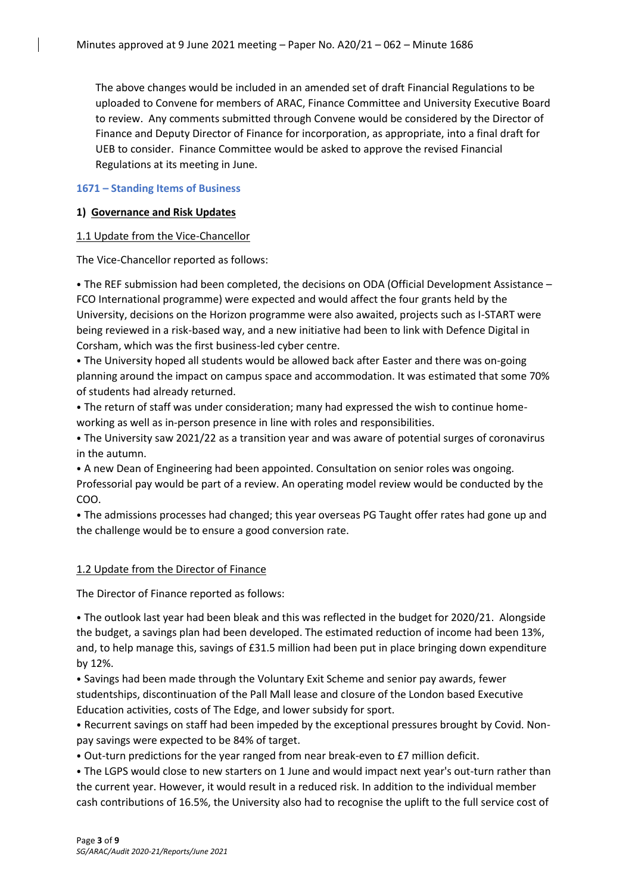The above changes would be included in an amended set of draft Financial Regulations to be uploaded to Convene for members of ARAC, Finance Committee and University Executive Board to review. Any comments submitted through Convene would be considered by the Director of Finance and Deputy Director of Finance for incorporation, as appropriate, into a final draft for UEB to consider. Finance Committee would be asked to approve the revised Financial Regulations at its meeting in June.

### 1671 – Standing Items of Business

**1) Governance and Risk Updates**

1.1 Update from the Vice-Chancellor

The Vice-Chancellor reported as follows:

- The REF submission had been completed, the decisions on ODA (Official Development Assistance – FCO International programme) were expected and would affect the four grants held by the University, decisions on the Horizon programme were also awaited, projects such as I-START were being reviewed in a risk-based way, and a new initiative had been to link with Defence Digital in Corsham, which was the first business-led cyber centre.
- The University hoped all students would be allowed back after Easter and there was on-going planning around the impact on campus space and accommodation. It was estimated that some 70% of students had already returned.
- The return of staff was under consideration; many had expressed the wish to continue home-working as well as in-person presence in line with roles and responsibilities.
- The University saw 2021/22 as a transition year and was aware of potential surges of coronavirus in the autumn.
- A new Dean of Engineering had been appointed. Consultation on senior roles was ongoing. Professorial pay would be part of a review. An operating model review would be conducted by the COO.
- The admissions processes had changed; this year overseas PG Taught offer rates had gone up and the challenge would be to ensure a good conversion rate.

1.2 Update from the Director of Finance

The Director of Finance reported as follows:

- The outlook last year had been bleak and this was reflected in the budget for 2020/21. Alongside the budget, a savings plan had been developed. The estimated reduction of income had been 13%, and, to help manage this, savings of £31.5 million had been put in place bringing down expenditure by 12%.
- Savings had been made through the Voluntary Exit Scheme and senior pay awards, fewer studentships, discontinuation of the Pall Mall lease and closure of the London based Executive Education activities, costs of The Edge, and lower subsidy for sport.
- Recurrent savings on staff had been impeded by the exceptional pressures brought by Covid. Non-pay savings were expected to be 84% of target.
- Out-turn predictions for the year ranged from near break-even to £7 million deficit.
- The LGPS would close to new starters on 1 June and would impact next year's out-turn rather than the current year. However, it would result in a reduced risk. In addition to the individual member cash contributions of 16.5%, the University also had to recognise the uplift to the full service cost of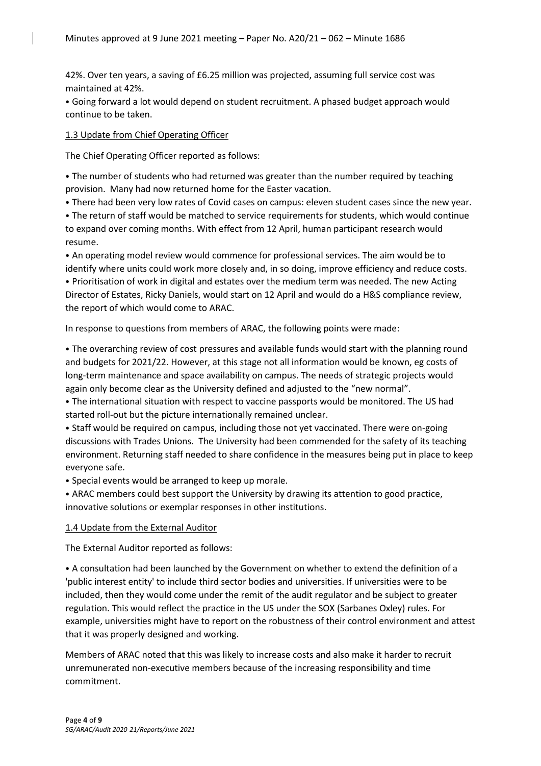42%. Over ten years, a saving of £6.25 million was projected, assuming full service cost was maintained at 42%.

• Going forward a lot would depend on student recruitment. A phased budget approach would continue to be taken.

1.3 Update from Chief Operating Officer

The Chief Operating Officer reported as follows:

• The number of students who had returned was greater than the number required by teaching provision. Many had now returned home for the Easter vacation.

• There had been very low rates of Covid cases on campus: eleven student cases since the new year.

• The return of staff would be matched to service requirements for students, which would continue to expand over coming months. With effect from 12 April, human participant research would resume.

• An operating model review would commence for professional services. The aim would be to identify where units could work more closely and, in so doing, improve efficiency and reduce costs.

• Prioritisation of work in digital and estates over the medium term was needed. The new Acting Director of Estates, Ricky Daniels, would start on 12 April and would do a H&S compliance review, the report of which would come to ARAC.

In response to questions from members of ARAC, the following points were made:

• The overarching review of cost pressures and available funds would start with the planning round and budgets for 2021/22. However, at this stage not all information would be known, eg costs of long-term maintenance and space availability on campus. The needs of strategic projects would again only become clear as the University defined and adjusted to the "new normal".

• The international situation with respect to vaccine passports would be monitored. The US had started roll-out but the picture internationally remained unclear.

• Staff would be required on campus, including those not yet vaccinated. There were on-going discussions with Trades Unions. The University had been commended for the safety of its teaching environment. Returning staff needed to share confidence in the measures being put in place to keep everyone safe.

• Special events would be arranged to keep up morale.

• ARAC members could best support the University by drawing its attention to good practice, innovative solutions or exemplar responses in other institutions.

1.4 Update from the External Auditor

The External Auditor reported as follows:

• A consultation had been launched by the Government on whether to extend the definition of a 'public interest entity' to include third sector bodies and universities. If universities were to be included, then they would come under the remit of the audit regulator and be subject to greater regulation. This would reflect the practice in the US under the SOX (Sarbanes Oxley) rules. For example, universities might have to report on the robustness of their control environment and attest that it was properly designed and working.

Members of ARAC noted that this was likely to increase costs and also make it harder to recruit unremunerated non-executive members because of the increasing responsibility and time commitment.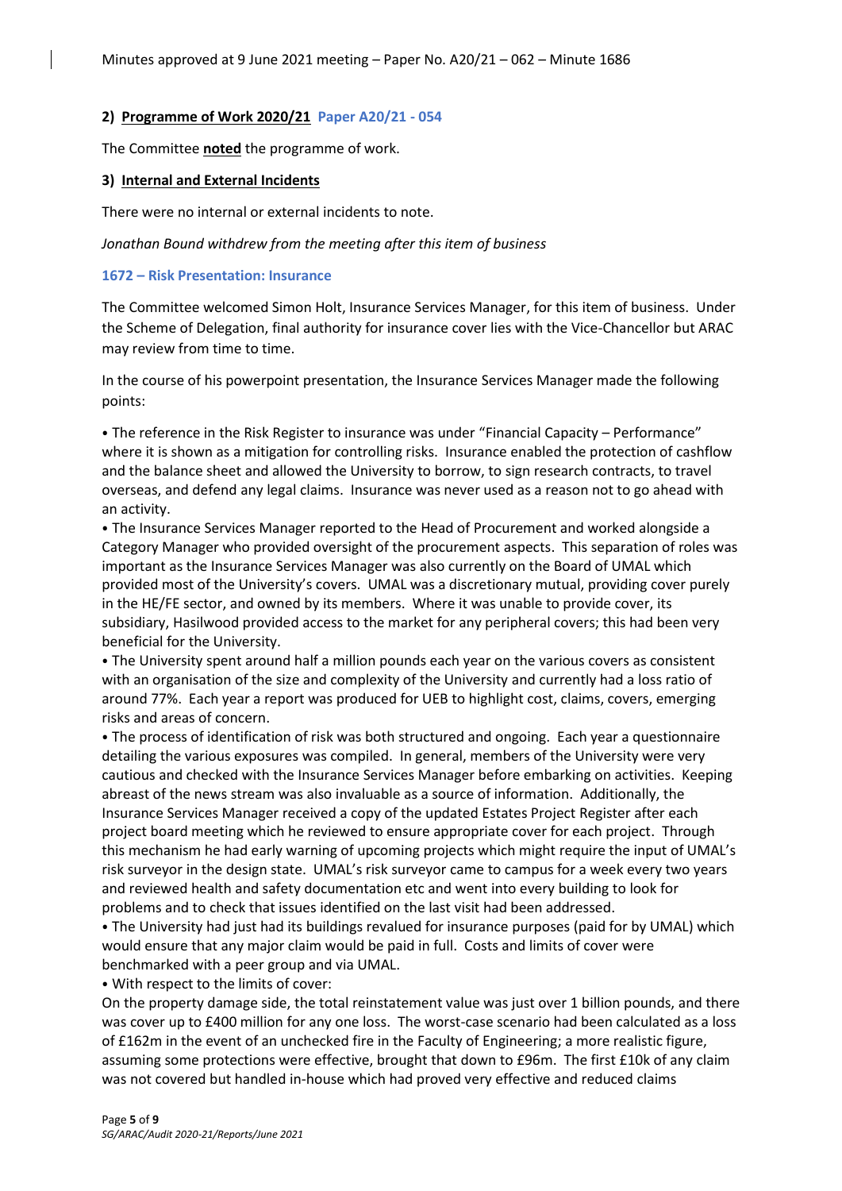Minutes approved at 9 June 2021 meeting – Paper No. A20/21 – 062 – Minute 1686

**2) Programme of Work 2020/21** **Paper A20/21 - 054**

The Committee **noted** the programme of work.

**3) Internal and External Incidents**

There were no internal or external incidents to note.

*Jonathan Bound withdrew from the meeting after this item of business*

**1672 – Risk Presentation: Insurance**

The Committee welcomed Simon Holt, Insurance Services Manager, for this item of business. Under the Scheme of Delegation, final authority for insurance cover lies with the Vice-Chancellor but ARAC may review from time to time.

In the course of his powerpoint presentation, the Insurance Services Manager made the following points:

- The reference in the Risk Register to insurance was under "Financial Capacity – Performance" where it is shown as a mitigation for controlling risks. Insurance enabled the protection of cashflow and the balance sheet and allowed the University to borrow, to sign research contracts, to travel overseas, and defend any legal claims. Insurance was never used as a reason not to go ahead with an activity.
- The Insurance Services Manager reported to the Head of Procurement and worked alongside a Category Manager who provided oversight of the procurement aspects. This separation of roles was important as the Insurance Services Manager was also currently on the Board of UMAL which provided most of the University's covers. UMAL was a discretionary mutual, providing cover purely in the HE/FE sector, and owned by its members. Where it was unable to provide cover, its subsidiary, Hasilwood provided access to the market for any peripheral covers; this had been very beneficial for the University.
- The University spent around half a million pounds each year on the various covers as consistent with an organisation of the size and complexity of the University and currently had a loss ratio of around 77%. Each year a report was produced for UEB to highlight cost, claims, covers, emerging risks and areas of concern.
- The process of identification of risk was both structured and ongoing. Each year a questionnaire detailing the various exposures was compiled. In general, members of the University were very cautious and checked with the Insurance Services Manager before embarking on activities. Keeping abreast of the news stream was also invaluable as a source of information. Additionally, the Insurance Services Manager received a copy of the updated Estates Project Register after each project board meeting which he reviewed to ensure appropriate cover for each project. Through this mechanism he had early warning of upcoming projects which might require the input of UMAL's risk surveyor in the design state. UMAL's risk surveyor came to campus for a week every two years and reviewed health and safety documentation etc and went into every building to look for problems and to check that issues identified on the last visit had been addressed.
- The University had just had its buildings revalued for insurance purposes (paid for by UMAL) which would ensure that any major claim would be paid in full. Costs and limits of cover were benchmarked with a peer group and via UMAL.
- With respect to the limits of cover:

On the property damage side, the total reinstatement value was just over 1 billion pounds, and there was cover up to £400 million for any one loss. The worst-case scenario had been calculated as a loss of £162m in the event of an unchecked fire in the Faculty of Engineering; a more realistic figure, assuming some protections were effective, brought that down to £96m. The first £10k of any claim was not covered but handled in-house which had proved very effective and reduced claims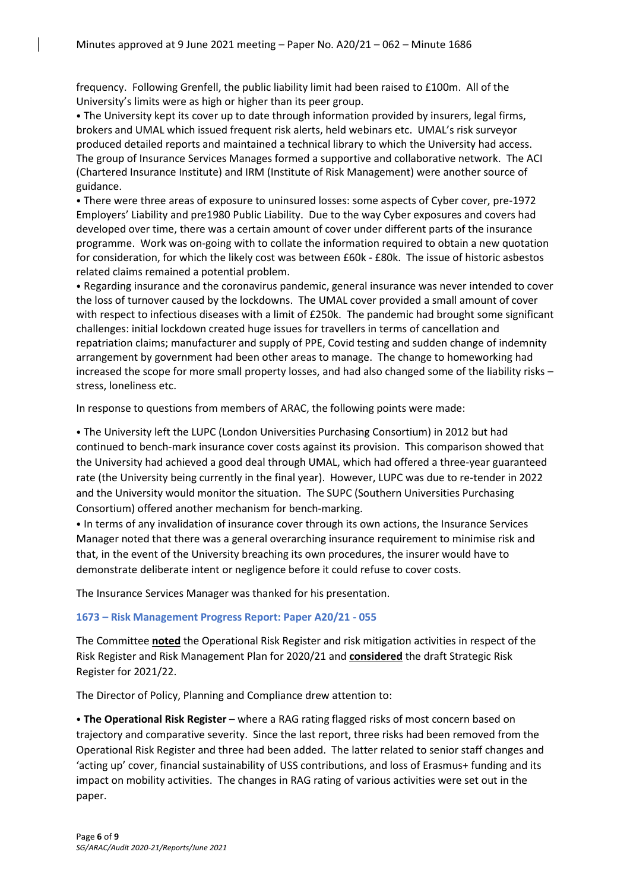frequency. Following Grenfell, the public liability limit had been raised to £100m. All of the University's limits were as high or higher than its peer group.

- The University kept its cover up to date through information provided by insurers, legal firms, brokers and UMAL which issued frequent risk alerts, held webinars etc. UMAL's risk surveyor produced detailed reports and maintained a technical library to which the University had access. The group of Insurance Services Manages formed a supportive and collaborative network. The ACI (Chartered Insurance Institute) and IRM (Institute of Risk Management) were another source of guidance.
- There were three areas of exposure to uninsured losses: some aspects of Cyber cover, pre-1972 Employers' Liability and pre1980 Public Liability. Due to the way Cyber exposures and covers had developed over time, there was a certain amount of cover under different parts of the insurance programme. Work was on-going with to collate the information required to obtain a new quotation for consideration, for which the likely cost was between £60k - £80k. The issue of historic asbestos related claims remained a potential problem.
- Regarding insurance and the coronavirus pandemic, general insurance was never intended to cover the loss of turnover caused by the lockdowns. The UMAL cover provided a small amount of cover with respect to infectious diseases with a limit of £250k. The pandemic had brought some significant challenges: initial lockdown created huge issues for travellers in terms of cancellation and repatriation claims; manufacturer and supply of PPE, Covid testing and sudden change of indemnity arrangement by government had been other areas to manage. The change to homeworking had increased the scope for more small property losses, and had also changed some of the liability risks – stress, loneliness etc.

In response to questions from members of ARAC, the following points were made:

- The University left the LUPC (London Universities Purchasing Consortium) in 2012 but had continued to bench-mark insurance cover costs against its provision. This comparison showed that the University had achieved a good deal through UMAL, which had offered a three-year guaranteed rate (the University being currently in the final year). However, LUPC was due to re-tender in 2022 and the University would monitor the situation. The SUPC (Southern Universities Purchasing Consortium) offered another mechanism for bench-marking.
- In terms of any invalidation of insurance cover through its own actions, the Insurance Services Manager noted that there was a general overarching insurance requirement to minimise risk and that, in the event of the University breaching its own procedures, the insurer would have to demonstrate deliberate intent or negligence before it could refuse to cover costs.

The Insurance Services Manager was thanked for his presentation.

### 1673 – Risk Management Progress Report: Paper A20/21 - 055

The Committee **noted** the Operational Risk Register and risk mitigation activities in respect of the Risk Register and Risk Management Plan for 2020/21 and **considered** the draft Strategic Risk Register for 2021/22.

The Director of Policy, Planning and Compliance drew attention to:

- **The Operational Risk Register** – where a RAG rating flagged risks of most concern based on trajectory and comparative severity. Since the last report, three risks had been removed from the Operational Risk Register and three had been added. The latter related to senior staff changes and 'acting up' cover, financial sustainability of USS contributions, and loss of Erasmus+ funding and its impact on mobility activities. The changes in RAG rating of various activities were set out in the paper.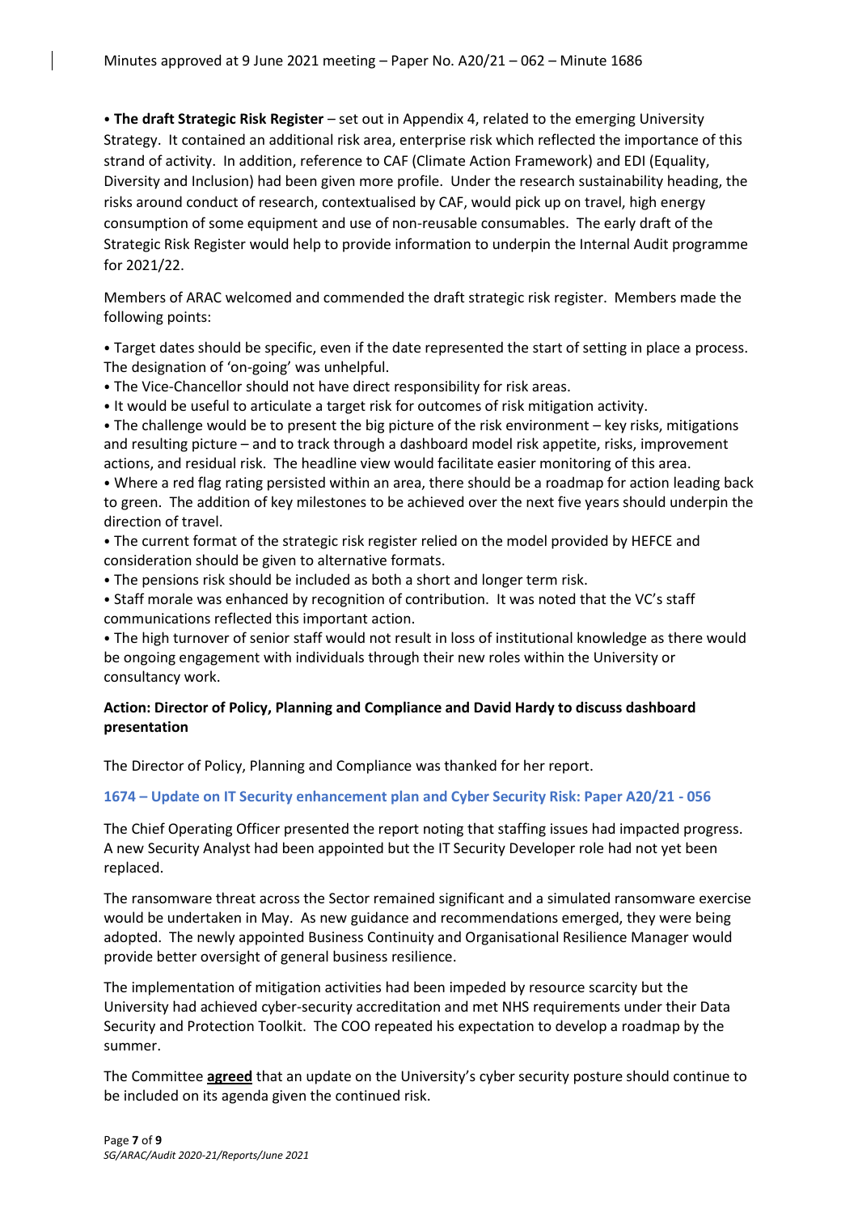• **The draft Strategic Risk Register** – set out in Appendix 4, related to the emerging University Strategy. It contained an additional risk area, enterprise risk which reflected the importance of this strand of activity. In addition, reference to CAF (Climate Action Framework) and EDI (Equality, Diversity and Inclusion) had been given more profile. Under the research sustainability heading, the risks around conduct of research, contextualised by CAF, would pick up on travel, high energy consumption of some equipment and use of non-reusable consumables. The early draft of the Strategic Risk Register would help to provide information to underpin the Internal Audit programme for 2021/22.

Members of ARAC welcomed and commended the draft strategic risk register. Members made the following points:

• Target dates should be specific, even if the date represented the start of setting in place a process. The designation of 'on-going' was unhelpful.
• The Vice-Chancellor should not have direct responsibility for risk areas.
• It would be useful to articulate a target risk for outcomes of risk mitigation activity.
• The challenge would be to present the big picture of the risk environment – key risks, mitigations and resulting picture – and to track through a dashboard model risk appetite, risks, improvement actions, and residual risk. The headline view would facilitate easier monitoring of this area.
• Where a red flag rating persisted within an area, there should be a roadmap for action leading back to green. The addition of key milestones to be achieved over the next five years should underpin the direction of travel.
• The current format of the strategic risk register relied on the model provided by HEFCE and consideration should be given to alternative formats.
• The pensions risk should be included as both a short and longer term risk.
• Staff morale was enhanced by recognition of contribution. It was noted that the VC's staff communications reflected this important action.
• The high turnover of senior staff would not result in loss of institutional knowledge as there would be ongoing engagement with individuals through their new roles within the University or consultancy work.

**Action: Director of Policy, Planning and Compliance and David Hardy to discuss dashboard presentation**

The Director of Policy, Planning and Compliance was thanked for her report.

### 1674 – Update on IT Security enhancement plan and Cyber Security Risk: Paper A20/21 - 056

The Chief Operating Officer presented the report noting that staffing issues had impacted progress. A new Security Analyst had been appointed but the IT Security Developer role had not yet been replaced.

The ransomware threat across the Sector remained significant and a simulated ransomware exercise would be undertaken in May. As new guidance and recommendations emerged, they were being adopted. The newly appointed Business Continuity and Organisational Resilience Manager would provide better oversight of general business resilience.

The implementation of mitigation activities had been impeded by resource scarcity but the University had achieved cyber-security accreditation and met NHS requirements under their Data Security and Protection Toolkit. The COO repeated his expectation to develop a roadmap by the summer.

The Committee **agreed** that an update on the University's cyber security posture should continue to be included on its agenda given the continued risk.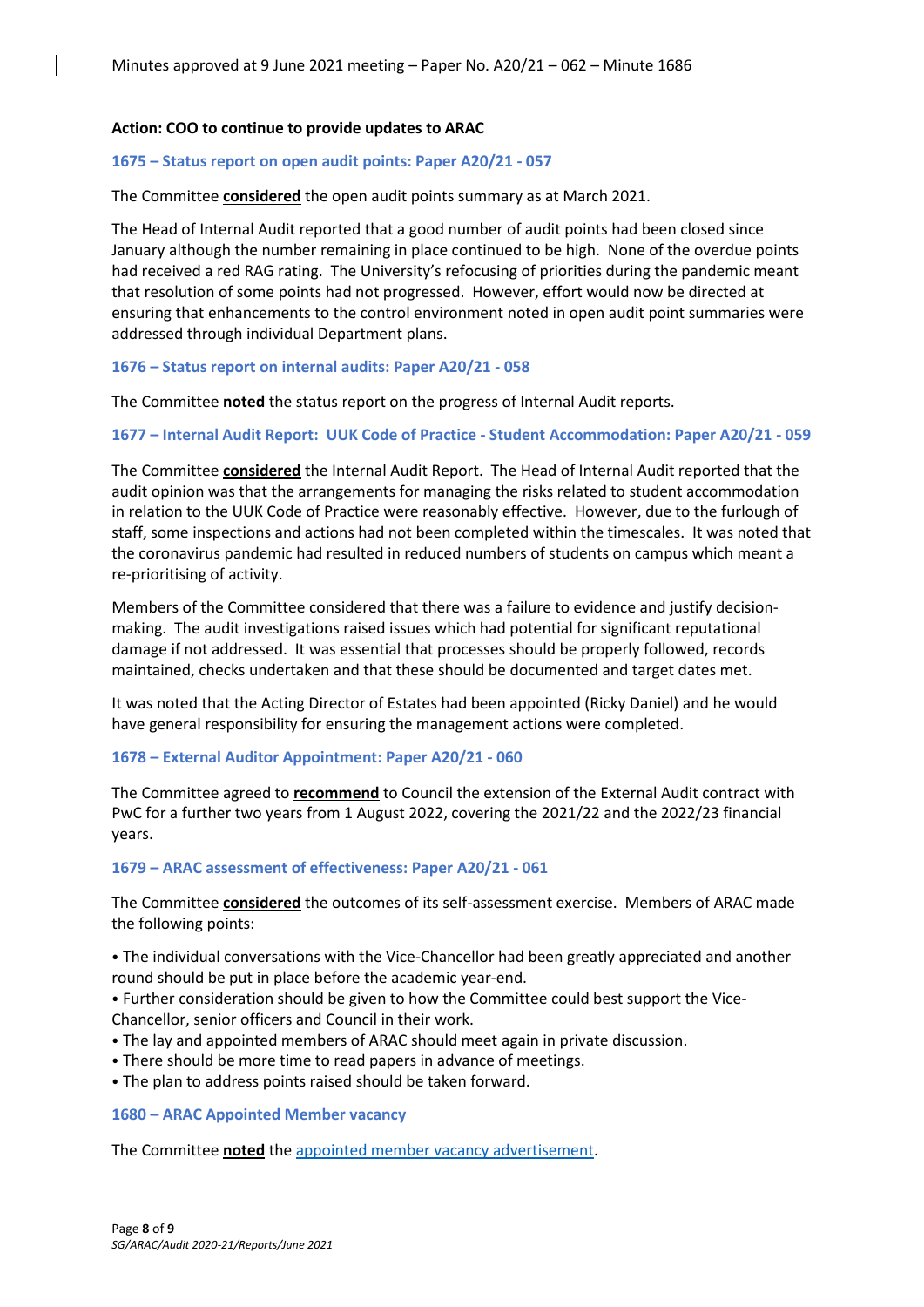Minutes approved at 9 June 2021 meeting – Paper No. A20/21 – 062 – Minute 1686

**Action: COO to continue to provide updates to ARAC**

### 1675 – Status report on open audit points: Paper A20/21 - 057

The Committee **considered** the open audit points summary as at March 2021.

The Head of Internal Audit reported that a good number of audit points had been closed since January although the number remaining in place continued to be high. None of the overdue points had received a red RAG rating. The University's refocusing of priorities during the pandemic meant that resolution of some points had not progressed. However, effort would now be directed at ensuring that enhancements to the control environment noted in open audit point summaries were addressed through individual Department plans.

### 1676 – Status report on internal audits: Paper A20/21 - 058

The Committee **noted** the status report on the progress of Internal Audit reports.

### 1677 – Internal Audit Report: UUK Code of Practice - Student Accommodation: Paper A20/21 - 059

The Committee **considered** the Internal Audit Report. The Head of Internal Audit reported that the audit opinion was that the arrangements for managing the risks related to student accommodation in relation to the UUK Code of Practice were reasonably effective. However, due to the furlough of staff, some inspections and actions had not been completed within the timescales. It was noted that the coronavirus pandemic had resulted in reduced numbers of students on campus which meant a re-prioritising of activity.

Members of the Committee considered that there was a failure to evidence and justify decision-making. The audit investigations raised issues which had potential for significant reputational damage if not addressed. It was essential that processes should be properly followed, records maintained, checks undertaken and that these should be documented and target dates met.

It was noted that the Acting Director of Estates had been appointed (Ricky Daniel) and he would have general responsibility for ensuring the management actions were completed.

### 1678 – External Auditor Appointment: Paper A20/21 - 060

The Committee agreed to **recommend** to Council the extension of the External Audit contract with PwC for a further two years from 1 August 2022, covering the 2021/22 and the 2022/23 financial years.

### 1679 – ARAC assessment of effectiveness: Paper A20/21 - 061

The Committee **considered** the outcomes of its self-assessment exercise. Members of ARAC made the following points:

- The individual conversations with the Vice-Chancellor had been greatly appreciated and another round should be put in place before the academic year-end.
- Further consideration should be given to how the Committee could best support the Vice-Chancellor, senior officers and Council in their work.
- The lay and appointed members of ARAC should meet again in private discussion.
- There should be more time to read papers in advance of meetings.
- The plan to address points raised should be taken forward.

### 1680 – ARAC Appointed Member vacancy

The Committee **noted** the appointed member vacancy advertisement.

*SG/ARAC/Audit 2020-21/Reports/June 2021*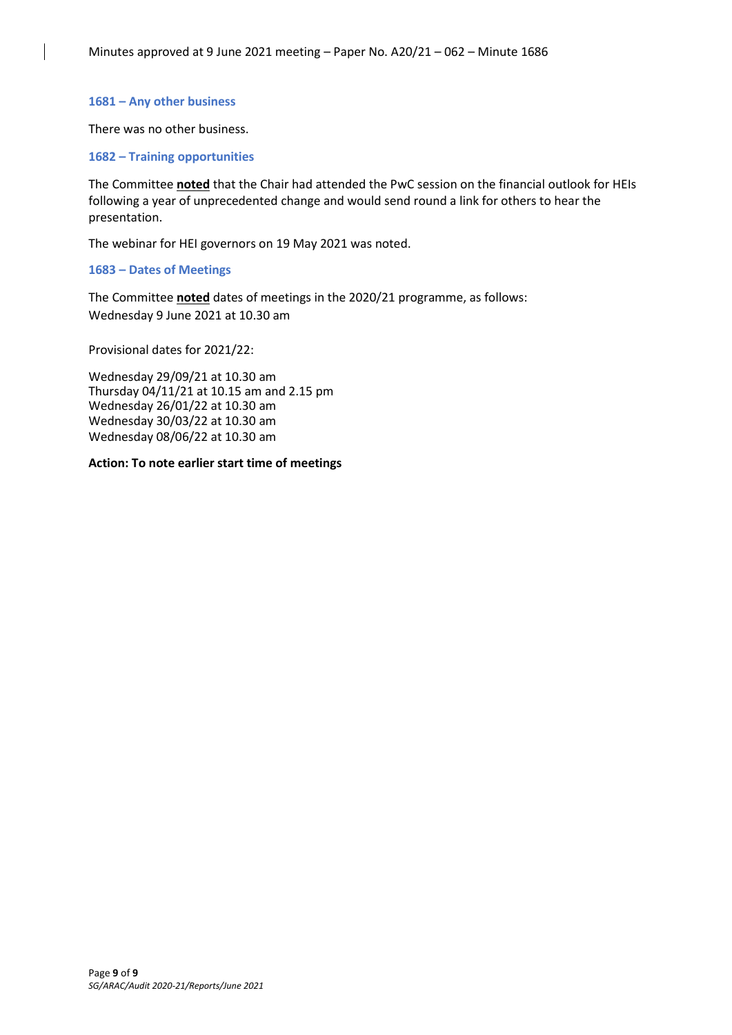Minutes approved at 9 June 2021 meeting – Paper No. A20/21 – 062 – Minute 1686

### 1681 – Any other business

There was no other business.

### 1682 – Training opportunities

The Committee **noted** that the Chair had attended the PwC session on the financial outlook for HEIs following a year of unprecedented change and would send round a link for others to hear the presentation.

The webinar for HEI governors on 19 May 2021 was noted.

### 1683 – Dates of Meetings

The Committee **noted** dates of meetings in the 2020/21 programme, as follows:
Wednesday 9 June 2021 at 10.30 am

Provisional dates for 2021/22:

Wednesday 29/09/21 at 10.30 am
Thursday 04/11/21 at 10.15 am and 2.15 pm
Wednesday 26/01/22 at 10.30 am
Wednesday 30/03/22 at 10.30 am
Wednesday 08/06/22 at 10.30 am

**Action: To note earlier start time of meetings**

*SG/ARAC/Audit 2020-21/Reports/June 2021*